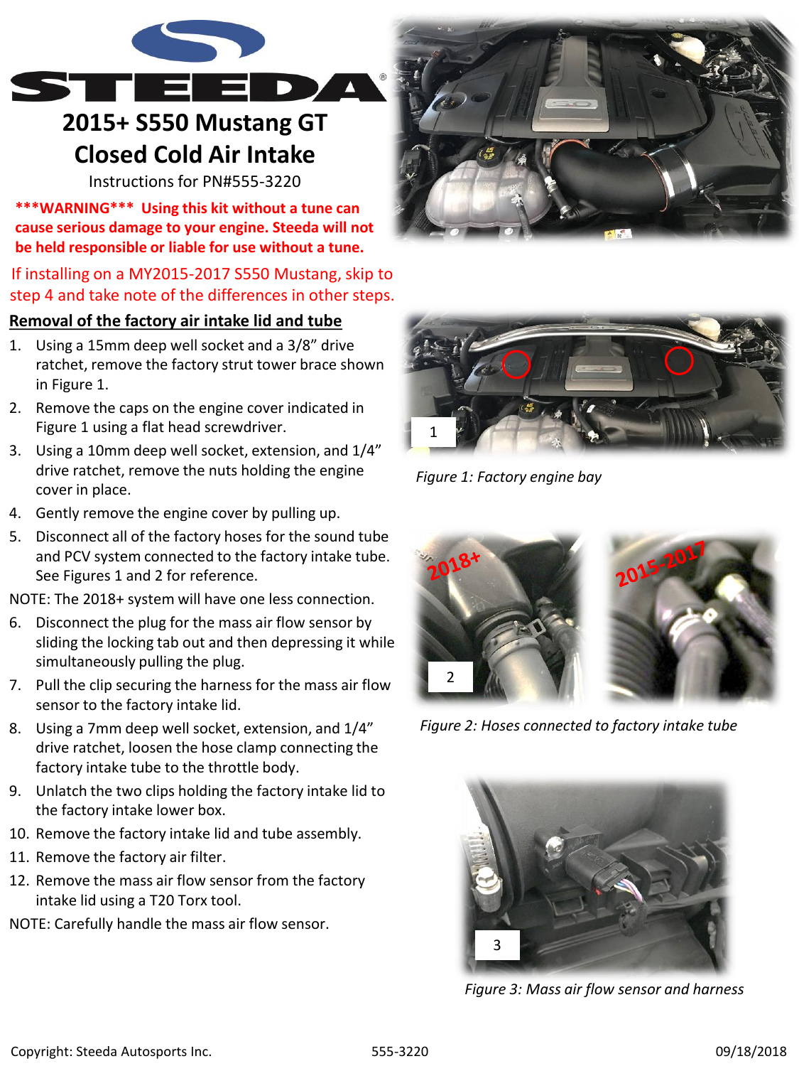# 2015+ S550 Mustang GT Closed Cold Air Intake

Instructions for PN#555-3220

*****WARNING***  Using this kit without a tune can cause serious damage to your engine. Steeda will not be held responsible or liable for use without a tune.**

If installing on a MY2015-2017 S550 Mustang, skip to step 4 and take note of the differences in other steps.

## Removal of the factory air intake lid and tube

1. Using a 15mm deep well socket and a 3/8" drive ratchet, remove the factory strut tower brace shown in Figure 1.
2. Remove the caps on the engine cover indicated in Figure 1 using a flat head screwdriver.
3. Using a 10mm deep well socket, extension, and 1/4" drive ratchet, remove the nuts holding the engine cover in place.
4. Gently remove the engine cover by pulling up.
5. Disconnect all of the factory hoses for the sound tube and PCV system connected to the factory intake tube. See Figures 1 and 2 for reference.

NOTE: The 2018+ system will have one less connection.

6. Disconnect the plug for the mass air flow sensor by sliding the locking tab out and then depressing it while simultaneously pulling the plug.
7. Pull the clip securing the harness for the mass air flow sensor to the factory intake lid.
8. Using a 7mm deep well socket, extension, and 1/4" drive ratchet, loosen the hose clamp connecting the factory intake tube to the throttle body.
9. Unlatch the two clips holding the factory intake lid to the factory intake lower box.
10. Remove the factory intake lid and tube assembly.
11. Remove the factory air filter.
12. Remove the mass air flow sensor from the factory intake lid using a T20 Torx tool.

NOTE: Carefully handle the mass air flow sensor.

*Figure 1: Factory engine bay*

*Figure 2: Hoses connected to factory intake tube*

*Figure 3: Mass air flow sensor and harness*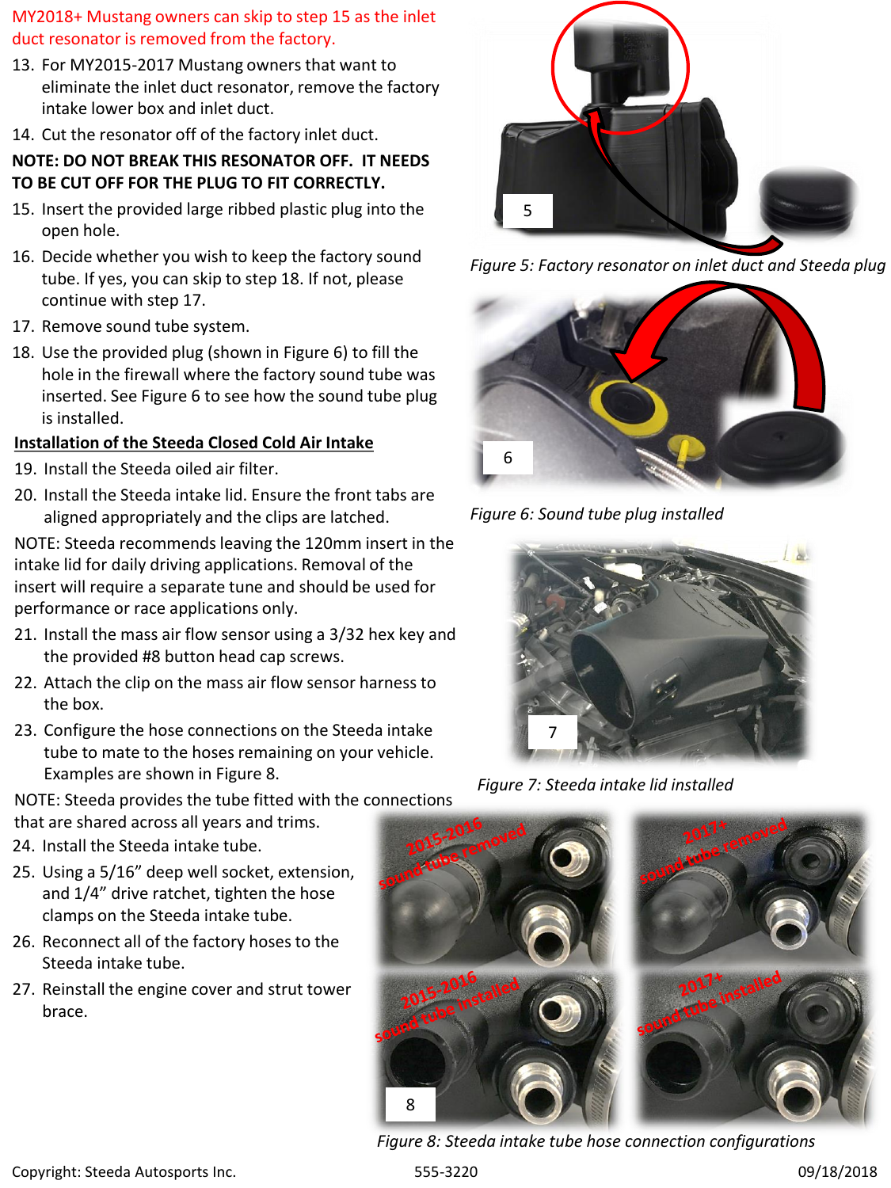MY2018+ Mustang owners can skip to step 15 as the inlet duct resonator is removed from the factory.

13. For MY2015-2017 Mustang owners that want to eliminate the inlet duct resonator, remove the factory intake lower box and inlet duct.
14. Cut the resonator off of the factory inlet duct.

**NOTE: DO NOT BREAK THIS RESONATOR OFF. IT NEEDS TO BE CUT OFF FOR THE PLUG TO FIT CORRECTLY.**

15. Insert the provided large ribbed plastic plug into the open hole.
16. Decide whether you wish to keep the factory sound tube. If yes, you can skip to step 18. If not, please continue with step 17.
17. Remove sound tube system.
18. Use the provided plug (shown in Figure 6) to fill the hole in the firewall where the factory sound tube was inserted. See Figure 6 to see how the sound tube plug is installed.

*Figure 5: Factory resonator on inlet duct and Steeda plug*

*Figure 6: Sound tube plug installed*

## Installation of the Steeda Closed Cold Air Intake

19. Install the Steeda oiled air filter.
20. Install the Steeda intake lid. Ensure the front tabs are aligned appropriately and the clips are latched.

NOTE: Steeda recommends leaving the 120mm insert in the intake lid for daily driving applications. Removal of the insert will require a separate tune and should be used for performance or race applications only.

21. Install the mass air flow sensor using a 3/32 hex key and the provided #8 button head cap screws.
22. Attach the clip on the mass air flow sensor harness to the box.
23. Configure the hose connections on the Steeda intake tube to mate to the hoses remaining on your vehicle. Examples are shown in Figure 8.

*Figure 7: Steeda intake lid installed*

NOTE: Steeda provides the tube fitted with the connections that are shared across all years and trims.

24. Install the Steeda intake tube.
25. Using a 5/16" deep well socket, extension, and 1/4" drive ratchet, tighten the hose clamps on the Steeda intake tube.
26. Reconnect all of the factory hoses to the Steeda intake tube.
27. Reinstall the engine cover and strut tower brace.

*Figure 8: Steeda intake tube hose connection configurations*

Copyright: Steeda Autosports Inc. 555-3220 09/18/2018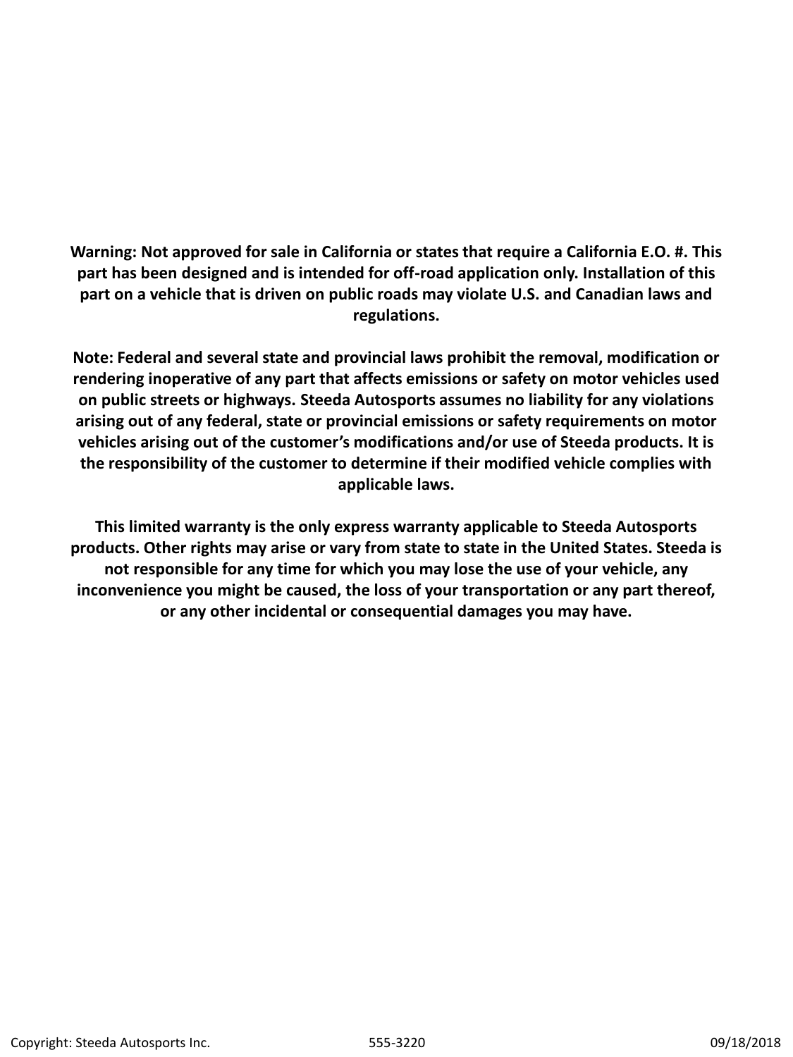**Warning: Not approved for sale in California or states that require a California E.O. #. This part has been designed and is intended for off-road application only. Installation of this part on a vehicle that is driven on public roads may violate U.S. and Canadian laws and regulations.**

**Note: Federal and several state and provincial laws prohibit the removal, modification or rendering inoperative of any part that affects emissions or safety on motor vehicles used on public streets or highways. Steeda Autosports assumes no liability for any violations arising out of any federal, state or provincial emissions or safety requirements on motor vehicles arising out of the customer's modifications and/or use of Steeda products. It is the responsibility of the customer to determine if their modified vehicle complies with applicable laws.**

**This limited warranty is the only express warranty applicable to Steeda Autosports products. Other rights may arise or vary from state to state in the United States. Steeda is not responsible for any time for which you may lose the use of your vehicle, any inconvenience you might be caused, the loss of your transportation or any part thereof, or any other incidental or consequential damages you may have.**